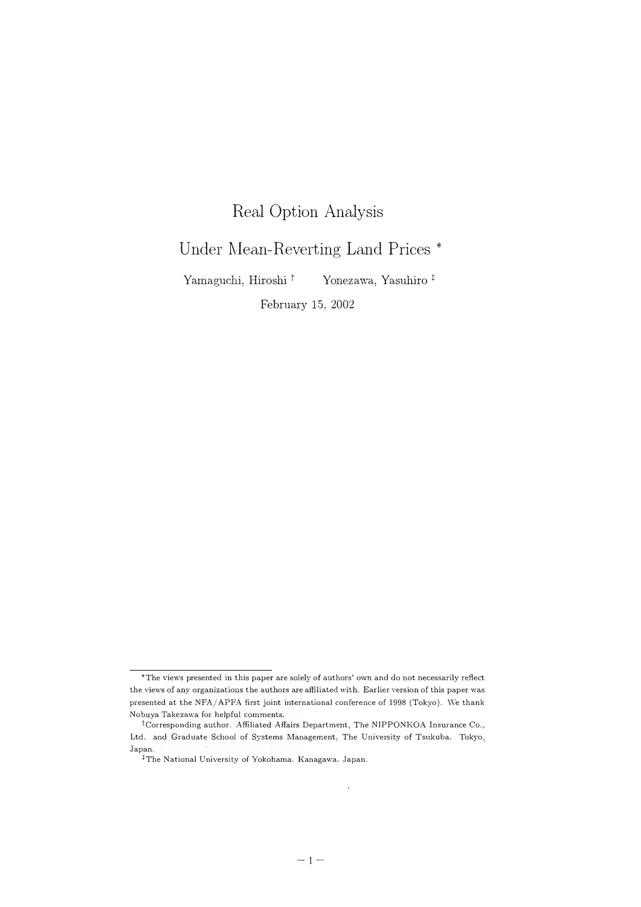# Real Option Analysis Under Mean-Reverting Land Prices [*]

Yamaguchi, Hiroshi [†] Yonezawa, Yasuhiro [‡]

February 15, 2002

---

[*] The views presented in this paper are solely of authors' own and do not necessarily reflect the views of any organizations the authors are affiliated with. Earlier version of this paper was presented at the NFA/APFA first joint international conference of 1998 (Tokyo). We thank Nobuya Takezawa for helpful comments.

[†] Corresponding author. Affiliated Affairs Department, The NIPPONKOA Insurance Co., Ltd. and Graduate School of Systems Management, The University of Tsukuba. Tokyo, Japan.

[‡] The National University of Yokohama. Kanagawa, Japan.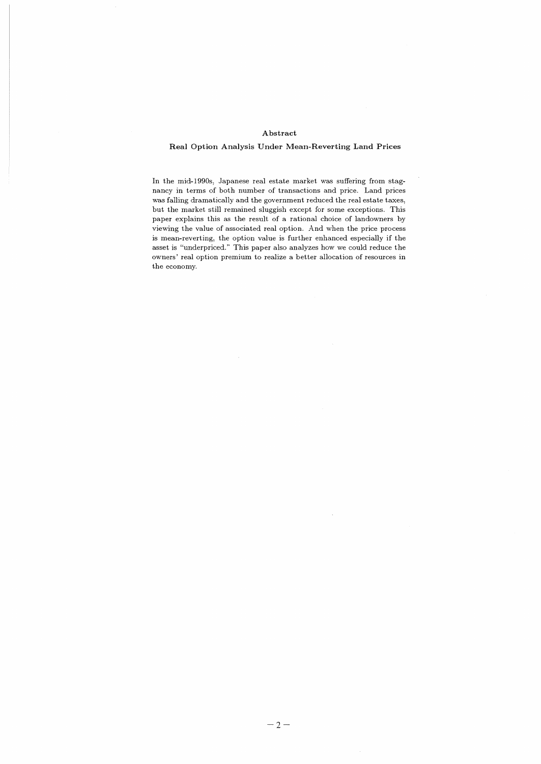## Abstract

### Real Option Analysis Under Mean-Reverting Land Prices

In the mid-1990s, Japanese real estate market was suffering from stagnancy in terms of both number of transactions and price. Land prices was falling dramatically and the government reduced the real estate taxes, but the market still remained sluggish except for some exceptions. This paper explains this as the result of a rational choice of landowners by viewing the value of associated real option. And when the price process is mean-reverting, the option value is further enhanced especially if the asset is "underpriced." This paper also analyzes how we could reduce the owners' real option premium to realize a better allocation of resources in the economy.